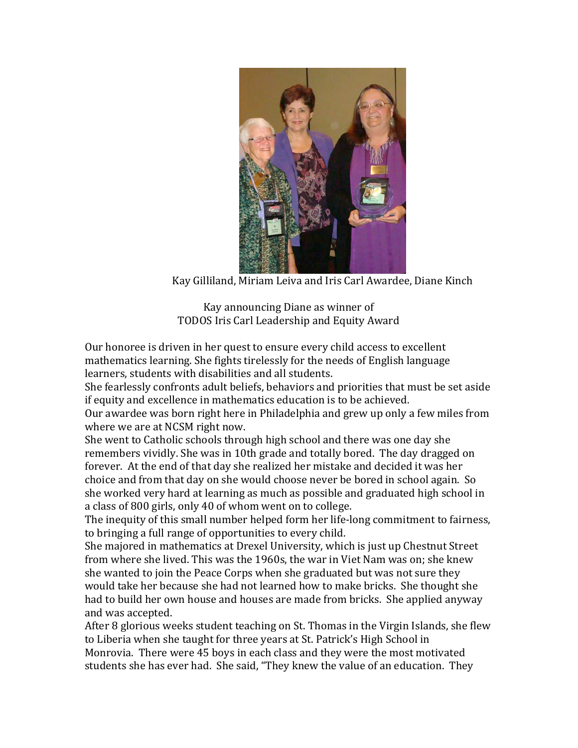Kay Gilliland, Miriam Leiva and Iris Carl Awardee, Diane Kinch

Kay announcing Diane as winner of
TODOS Iris Carl Leadership and Equity Award

Our honoree is driven in her quest to ensure every child access to excellent mathematics learning. She fights tirelessly for the needs of English language learners, students with disabilities and all students.

She fearlessly confronts adult beliefs, behaviors and priorities that must be set aside if equity and excellence in mathematics education is to be achieved.

Our awardee was born right here in Philadelphia and grew up only a few miles from where we are at NCSM right now.

She went to Catholic schools through high school and there was one day she remembers vividly. She was in 10th grade and totally bored. The day dragged on forever. At the end of that day she realized her mistake and decided it was her choice and from that day on she would choose never be bored in school again. So she worked very hard at learning as much as possible and graduated high school in a class of 800 girls, only 40 of whom went on to college.

The inequity of this small number helped form her life-long commitment to fairness, to bringing a full range of opportunities to every child.

She majored in mathematics at Drexel University, which is just up Chestnut Street from where she lived. This was the 1960s, the war in Viet Nam was on; she knew she wanted to join the Peace Corps when she graduated but was not sure they would take her because she had not learned how to make bricks. She thought she had to build her own house and houses are made from bricks. She applied anyway and was accepted.

After 8 glorious weeks student teaching on St. Thomas in the Virgin Islands, she flew to Liberia when she taught for three years at St. Patrick's High School in Monrovia. There were 45 boys in each class and they were the most motivated students she has ever had. She said, "They knew the value of an education. They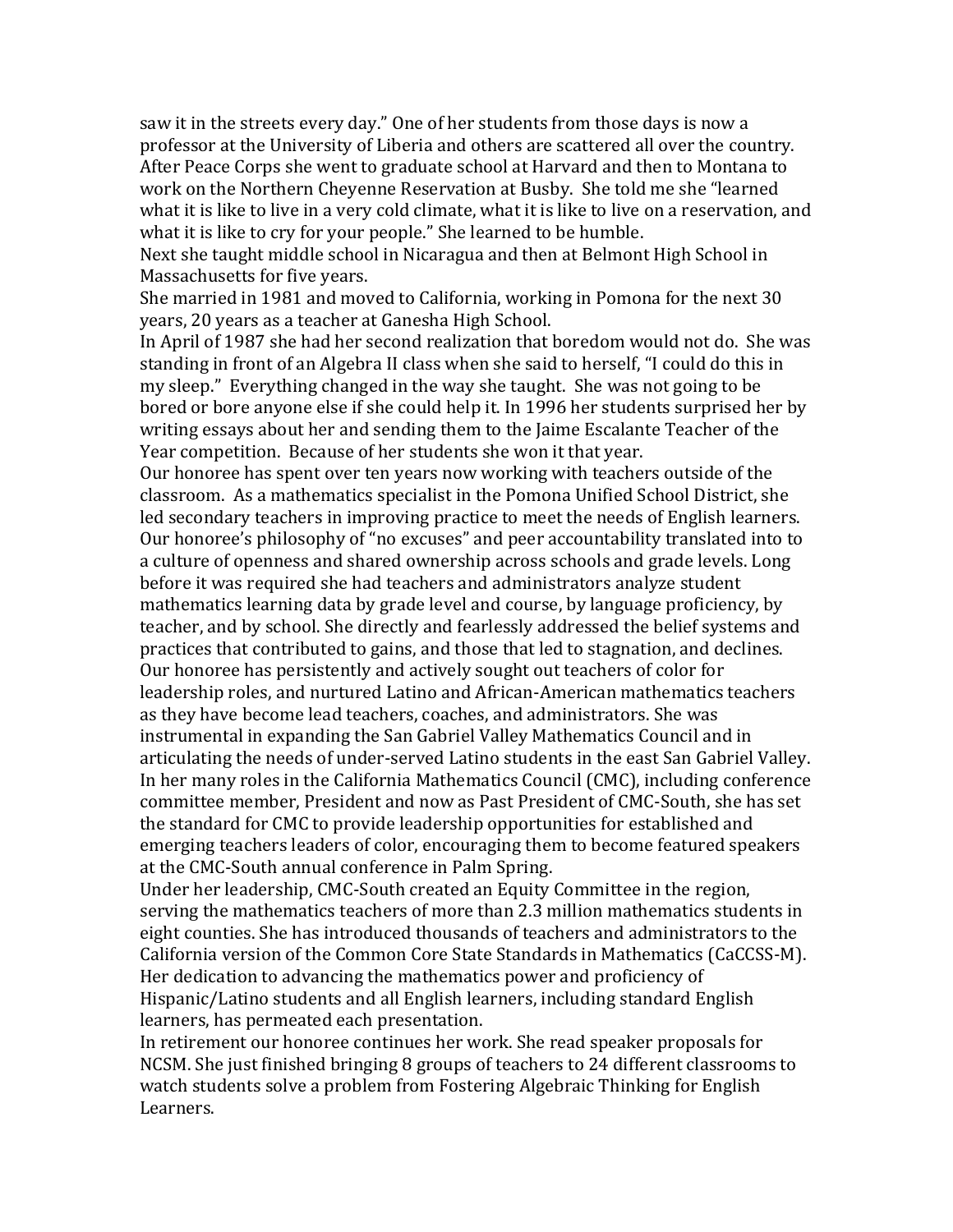saw it in the streets every day." One of her students from those days is now a professor at the University of Liberia and others are scattered all over the country. After Peace Corps she went to graduate school at Harvard and then to Montana to work on the Northern Cheyenne Reservation at Busby. She told me she "learned what it is like to live in a very cold climate, what it is like to live on a reservation, and what it is like to cry for your people." She learned to be humble.

Next she taught middle school in Nicaragua and then at Belmont High School in Massachusetts for five years.

She married in 1981 and moved to California, working in Pomona for the next 30 years, 20 years as a teacher at Ganesha High School.

In April of 1987 she had her second realization that boredom would not do. She was standing in front of an Algebra II class when she said to herself, "I could do this in my sleep." Everything changed in the way she taught. She was not going to be bored or bore anyone else if she could help it. In 1996 her students surprised her by writing essays about her and sending them to the Jaime Escalante Teacher of the Year competition. Because of her students she won it that year.

Our honoree has spent over ten years now working with teachers outside of the classroom. As a mathematics specialist in the Pomona Unified School District, she led secondary teachers in improving practice to meet the needs of English learners. Our honoree's philosophy of "no excuses" and peer accountability translated into to a culture of openness and shared ownership across schools and grade levels. Long before it was required she had teachers and administrators analyze student mathematics learning data by grade level and course, by language proficiency, by teacher, and by school. She directly and fearlessly addressed the belief systems and practices that contributed to gains, and those that led to stagnation, and declines.

Our honoree has persistently and actively sought out teachers of color for leadership roles, and nurtured Latino and African-American mathematics teachers as they have become lead teachers, coaches, and administrators. She was instrumental in expanding the San Gabriel Valley Mathematics Council and in articulating the needs of under-served Latino students in the east San Gabriel Valley. In her many roles in the California Mathematics Council (CMC), including conference committee member, President and now as Past President of CMC-South, she has set the standard for CMC to provide leadership opportunities for established and emerging teachers leaders of color, encouraging them to become featured speakers at the CMC-South annual conference in Palm Spring.

Under her leadership, CMC-South created an Equity Committee in the region, serving the mathematics teachers of more than 2.3 million mathematics students in eight counties. She has introduced thousands of teachers and administrators to the California version of the Common Core State Standards in Mathematics (CaCCSS-M). Her dedication to advancing the mathematics power and proficiency of Hispanic/Latino students and all English learners, including standard English learners, has permeated each presentation.

In retirement our honoree continues her work. She read speaker proposals for NCSM. She just finished bringing 8 groups of teachers to 24 different classrooms to watch students solve a problem from Fostering Algebraic Thinking for English Learners.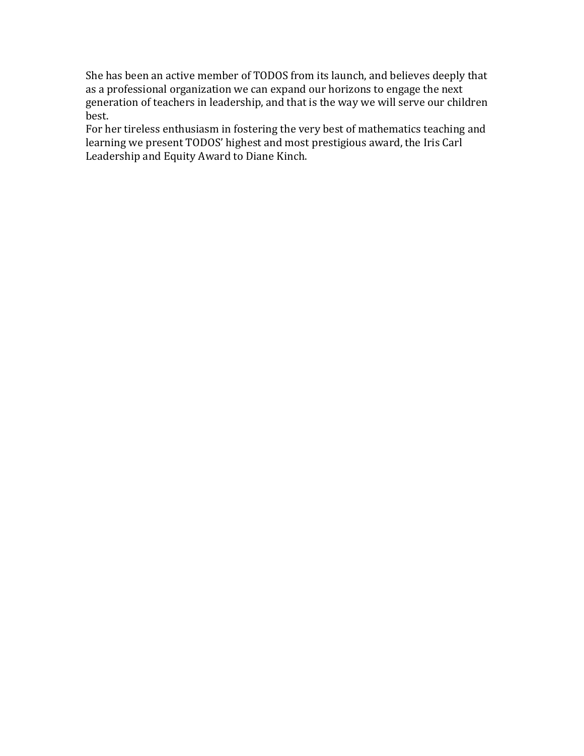She has been an active member of TODOS from its launch, and believes deeply that as a professional organization we can expand our horizons to engage the next generation of teachers in leadership, and that is the way we will serve our children best.

For her tireless enthusiasm in fostering the very best of mathematics teaching and learning we present TODOS' highest and most prestigious award, the Iris Carl Leadership and Equity Award to Diane Kinch.